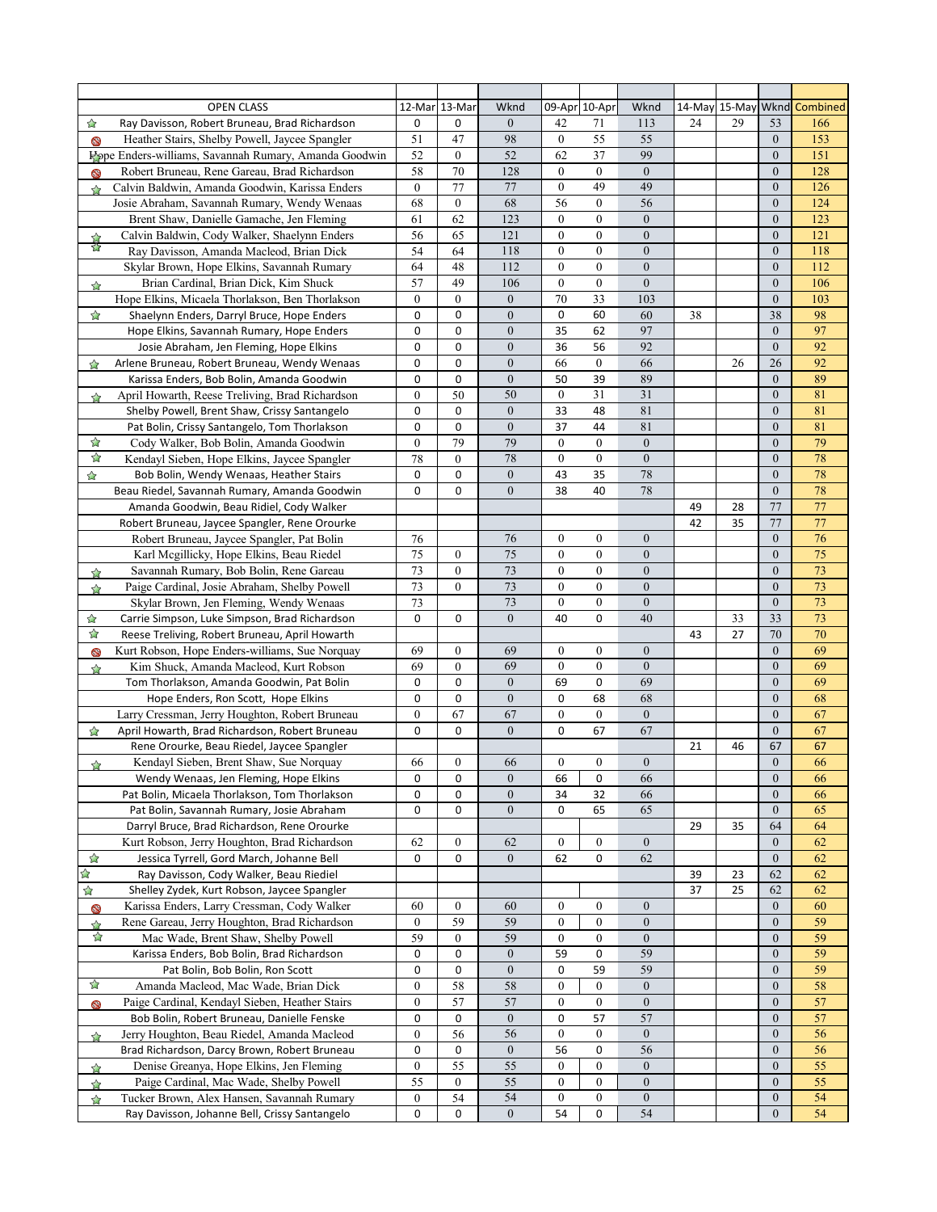| | OPEN CLASS | 12-Mar | 13-Mar | Wknd | 09-Apr | 10-Apr | Wknd | 14-May | 15-May | Wknd | Combined |
|---|---|---|---|---|---|---|---|---|---|---|---|
| ☆ | Ray Davisson, Robert Bruneau, Brad Richardson | 0 | 0 | 0 | 42 | 71 | 113 | 24 | 29 | 53 | 166 |
| ⊘ | Heather Stairs, Shelby Powell, Jaycee Spangler | 51 | 47 | 98 | 0 | 55 | 55 | | | 0 | 153 |
| ☆ | Hope Enders-williams, Savannah Rumary, Amanda Goodwin | 52 | 0 | 52 | 62 | 37 | 99 | | | 0 | 151 |
| ⊘ | Robert Bruneau, Rene Gareau, Brad Richardson | 58 | 70 | 128 | 0 | 0 | 0 | | | 0 | 128 |
| ☆ | Calvin Baldwin, Amanda Goodwin, Karissa Enders | 0 | 77 | 77 | 0 | 49 | 49 | | | 0 | 126 |
| | Josie Abraham, Savannah Rumary, Wendy Wenaas | 68 | 0 | 68 | 56 | 0 | 56 | | | 0 | 124 |
| | Brent Shaw, Danielle Gamache, Jen Fleming | 61 | 62 | 123 | 0 | 0 | 0 | | | 0 | 123 |
| ☆ | Calvin Baldwin, Cody Walker, Shaelynn Enders | 56 | 65 | 121 | 0 | 0 | 0 | | | 0 | 121 |
| ☆ | Ray Davisson, Amanda Macleod, Brian Dick | 54 | 64 | 118 | 0 | 0 | 0 | | | 0 | 118 |
| | Skylar Brown, Hope Elkins, Savannah Rumary | 64 | 48 | 112 | 0 | 0 | 0 | | | 0 | 112 |
| ☆ | Brian Cardinal, Brian Dick, Kim Shuck | 57 | 49 | 106 | 0 | 0 | 0 | | | 0 | 106 |
| | Hope Elkins, Micaela Thorlakson, Ben Thorlakson | 0 | 0 | 0 | 70 | 33 | 103 | | | 0 | 103 |
| ☆ | Shaelynn Enders, Darryl Bruce, Hope Enders | 0 | 0 | 0 | 0 | 60 | 60 | 38 | | 38 | 98 |
| | Hope Elkins, Savannah Rumary, Hope Enders | 0 | 0 | 0 | 35 | 62 | 97 | | | 0 | 97 |
| | Josie Abraham, Jen Fleming, Hope Elkins | 0 | 0 | 0 | 36 | 56 | 92 | | | 0 | 92 |
| ☆ | Arlene Bruneau, Robert Bruneau, Wendy Wenaas | 0 | 0 | 0 | 66 | 0 | 66 | | 26 | 26 | 92 |
| | Karissa Enders, Bob Bolin, Amanda Goodwin | 0 | 0 | 0 | 50 | 39 | 89 | | | 0 | 89 |
| ☆ | April Howarth, Reese Treliving, Brad Richardson | 0 | 50 | 50 | 0 | 31 | 31 | | | 0 | 81 |
| | Shelby Powell, Brent Shaw, Crissy Santangelo | 0 | 0 | 0 | 33 | 48 | 81 | | | 0 | 81 |
| | Pat Bolin, Crissy Santangelo, Tom Thorlakson | 0 | 0 | 0 | 37 | 44 | 81 | | | 0 | 81 |
| ☆ | Cody Walker, Bob Bolin, Amanda Goodwin | 0 | 79 | 79 | 0 | 0 | 0 | | | 0 | 79 |
| ☆ | Kendayl Sieben, Hope Elkins, Jaycee Spangler | 78 | 0 | 78 | 0 | 0 | 0 | | | 0 | 78 |
| ☆ | Bob Bolin, Wendy Wenaas, Heather Stairs | 0 | 0 | 0 | 43 | 35 | 78 | | | 0 | 78 |
| | Beau Riedel, Savannah Rumary, Amanda Goodwin | 0 | 0 | 0 | 38 | 40 | 78 | | | 0 | 78 |
| | Amanda Goodwin, Beau Ridiel, Cody Walker | | | | | | | 49 | 28 | 77 | 77 |
| | Robert Bruneau, Jaycee Spangler, Rene Orourke | | | | | | | 42 | 35 | 77 | 77 |
| | Robert Bruneau, Jaycee Spangler, Pat Bolin | 76 | | 76 | 0 | 0 | 0 | | | 0 | 76 |
| | Karl Mcgillicky, Hope Elkins, Beau Riedel | 75 | 0 | 75 | 0 | 0 | 0 | | | 0 | 75 |
| ☆ | Savannah Rumary, Bob Bolin, Rene Gareau | 73 | 0 | 73 | 0 | 0 | 0 | | | 0 | 73 |
| ☆ | Paige Cardinal, Josie Abraham, Shelby Powell | 73 | 0 | 73 | 0 | 0 | 0 | | | 0 | 73 |
| | Skylar Brown, Jen Fleming, Wendy Wenaas | 73 | | 73 | 0 | 0 | 0 | | | 0 | 73 |
| ☆ | Carrie Simpson, Luke Simpson, Brad Richardson | 0 | 0 | 0 | 40 | 0 | 40 | | 33 | 33 | 73 |
| ☆ | Reese Treliving, Robert Bruneau, April Howarth | | | | | | | 43 | 27 | 70 | 70 |
| ⊘ | Kurt Robson, Hope Enders-williams, Sue Norquay | 69 | 0 | 69 | 0 | 0 | 0 | | | 0 | 69 |
| ☆ | Kim Shuck, Amanda Macleod, Kurt Robson | 69 | 0 | 69 | 0 | 0 | 0 | | | 0 | 69 |
| | Tom Thorlakson, Amanda Goodwin, Pat Bolin | 0 | 0 | 0 | 69 | 0 | 69 | | | 0 | 69 |
| | Hope Enders, Ron Scott, Hope Elkins | 0 | 0 | 0 | 0 | 68 | 68 | | | 0 | 68 |
| | Larry Cressman, Jerry Houghton, Robert Bruneau | 0 | 67 | 67 | 0 | 0 | 0 | | | 0 | 67 |
| ☆ | April Howarth, Brad Richardson, Robert Bruneau | 0 | 0 | 0 | 0 | 67 | 67 | | | 0 | 67 |
| | Rene Orourke, Beau Riedel, Jaycee Spangler | | | | | | | 21 | 46 | 67 | 67 |
| ☆ | Kendayl Sieben, Brent Shaw, Sue Norquay | 66 | 0 | 66 | 0 | 0 | 0 | | | 0 | 66 |
| | Wendy Wenaas, Jen Fleming, Hope Elkins | 0 | 0 | 0 | 66 | 0 | 66 | | | 0 | 66 |
| | Pat Bolin, Micaela Thorlakson, Tom Thorlakson | 0 | 0 | 0 | 34 | 32 | 66 | | | 0 | 66 |
| | Pat Bolin, Savannah Rumary, Josie Abraham | 0 | 0 | 0 | 0 | 65 | 65 | | | 0 | 65 |
| | Darryl Bruce, Brad Richardson, Rene Orourke | | | | | | | 29 | 35 | 64 | 64 |
| | Kurt Robson, Jerry Houghton, Brad Richardson | 62 | 0 | 62 | 0 | 0 | 0 | | | 0 | 62 |
| ☆ | Jessica Tyrrell, Gord March, Johanne Bell | 0 | 0 | 0 | 62 | 0 | 62 | | | 0 | 62 |
| ☆ | Ray Davisson, Cody Walker, Beau Riedel | | | | | | | 39 | 23 | 62 | 62 |
| ☆ | Shelley Zydek, Kurt Robson, Jaycee Spangler | | | | | | | 37 | 25 | 62 | 62 |
| ⊘ | Karissa Enders, Larry Cressman, Cody Walker | 60 | 0 | 60 | 0 | 0 | 0 | | | 0 | 60 |
| ☆ | Rene Gareau, Jerry Houghton, Brad Richardson | 0 | 59 | 59 | 0 | 0 | 0 | | | 0 | 59 |
| ☆ | Mac Wade, Brent Shaw, Shelby Powell | 59 | 0 | 59 | 0 | 0 | 0 | | | 0 | 59 |
| | Karissa Enders, Bob Bolin, Brad Richardson | 0 | 0 | 0 | 59 | 0 | 59 | | | 0 | 59 |
| | Pat Bolin, Bob Bolin, Ron Scott | 0 | 0 | 0 | 0 | 59 | 59 | | | 0 | 59 |
| ☆ | Amanda Macleod, Mac Wade, Brian Dick | 0 | 58 | 58 | 0 | 0 | 0 | | | 0 | 58 |
| ⊘ | Paige Cardinal, Kendayl Sieben, Heather Stairs | 0 | 57 | 57 | 0 | 0 | 0 | | | 0 | 57 |
| | Bob Bolin, Robert Bruneau, Danielle Fenske | 0 | 0 | 0 | 0 | 57 | 57 | | | 0 | 57 |
| ☆ | Jerry Houghton, Beau Riedel, Amanda Macleod | 0 | 56 | 56 | 0 | 0 | 0 | | | 0 | 56 |
| | Brad Richardson, Darcy Brown, Robert Bruneau | 0 | 0 | 0 | 56 | 0 | 56 | | | 0 | 56 |
| ☆ | Denise Greanya, Hope Elkins, Jen Fleming | 0 | 55 | 55 | 0 | 0 | 0 | | | 0 | 55 |
| ☆ | Paige Cardinal, Mac Wade, Shelby Powell | 55 | 0 | 55 | 0 | 0 | 0 | | | 0 | 55 |
| ☆ | Tucker Brown, Alex Hansen, Savannah Rumary | 0 | 54 | 54 | 0 | 0 | 0 | | | 0 | 54 |
| | Ray Davisson, Johanne Bell, Crissy Santangelo | 0 | 0 | 0 | 54 | 0 | 54 | | | 0 | 54 |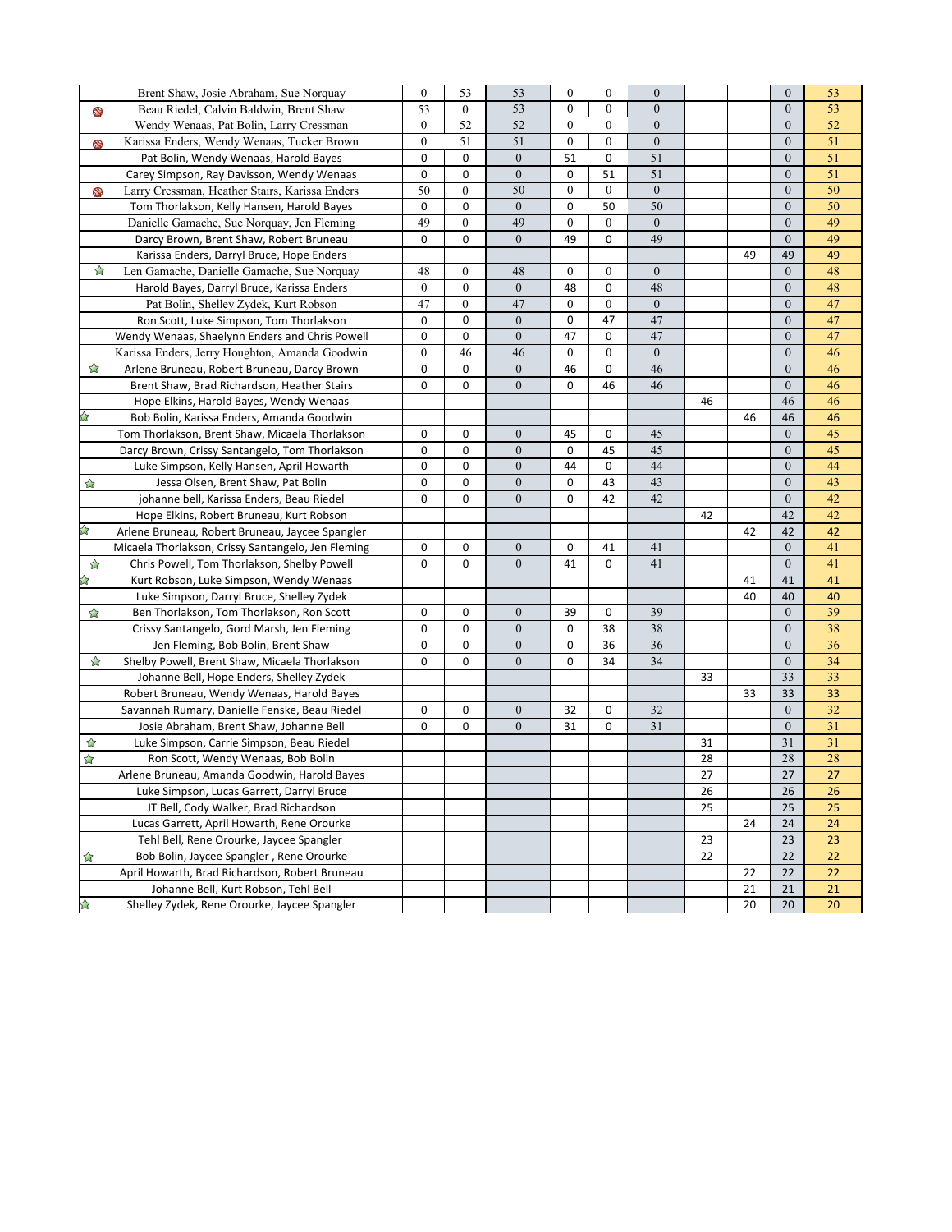| | | | | | | | | | | | |
|---|---|---|---|---|---|---|---|---|---|---|---|
| | Brent Shaw, Josie Abraham, Sue Norquay | 0 | 53 | 53 | 0 | 0 | 0 | | | 0 | 53 |
| ⊘ | Beau Riedel, Calvin Baldwin, Brent Shaw | 53 | 0 | 53 | 0 | 0 | 0 | | | 0 | 53 |
| | Wendy Wenaas, Pat Bolin, Larry Cressman | 0 | 52 | 52 | 0 | 0 | 0 | | | 0 | 52 |
| ⊘ | Karissa Enders, Wendy Wenaas, Tucker Brown | 0 | 51 | 51 | 0 | 0 | 0 | | | 0 | 51 |
| | Pat Bolin, Wendy Wenaas, Harold Bayes | 0 | 0 | 0 | 51 | 0 | 51 | | | 0 | 51 |
| | Carey Simpson, Ray Davisson, Wendy Wenaas | 0 | 0 | 0 | 0 | 51 | 51 | | | 0 | 51 |
| ⊘ | Larry Cressman, Heather Stairs, Karissa Enders | 50 | 0 | 50 | 0 | 0 | 0 | | | 0 | 50 |
| | Tom Thorlakson, Kelly Hansen, Harold Bayes | 0 | 0 | 0 | 0 | 50 | 50 | | | 0 | 50 |
| | Danielle Gamache, Sue Norquay, Jen Fleming | 49 | 0 | 49 | 0 | 0 | 0 | | | 0 | 49 |
| | Darcy Brown, Brent Shaw, Robert Bruneau | 0 | 0 | 0 | 49 | 0 | 49 | | | 0 | 49 |
| | Karissa Enders, Darryl Bruce, Hope Enders | | | | | | | | 49 | 49 | 49 |
| ☆ | Len Gamache, Danielle Gamache, Sue Norquay | 48 | 0 | 48 | 0 | 0 | 0 | | | 0 | 48 |
| | Harold Bayes, Darryl Bruce, Karissa Enders | 0 | 0 | 0 | 48 | 0 | 48 | | | 0 | 48 |
| | Pat Bolin, Shelley Zydek, Kurt Robson | 47 | 0 | 47 | 0 | 0 | 0 | | | 0 | 47 |
| | Ron Scott, Luke Simpson, Tom Thorlakson | 0 | 0 | 0 | 0 | 47 | 47 | | | 0 | 47 |
| | Wendy Wenaas, Shaelynn Enders and Chris Powell | 0 | 0 | 0 | 47 | 0 | 47 | | | 0 | 47 |
| | Karissa Enders, Jerry Houghton, Amanda Goodwin | 0 | 46 | 46 | 0 | 0 | 0 | | | 0 | 46 |
| ☆ | Arlene Bruneau, Robert Bruneau, Darcy Brown | 0 | 0 | 0 | 46 | 0 | 46 | | | 0 | 46 |
| | Brent Shaw, Brad Richardson, Heather Stairs | 0 | 0 | 0 | 0 | 46 | 46 | | | 0 | 46 |
| | Hope Elkins, Harold Bayes, Wendy Wenaas | | | | | | | 46 | | 46 | 46 |
| ☆ | Bob Bolin, Karissa Enders, Amanda Goodwin | | | | | | | | 46 | 46 | 46 |
| | Tom Thorlakson, Brent Shaw, Micaela Thorlakson | 0 | 0 | 0 | 45 | 0 | 45 | | | 0 | 45 |
| | Darcy Brown, Crissy Santangelo, Tom Thorlakson | 0 | 0 | 0 | 0 | 45 | 45 | | | 0 | 45 |
| | Luke Simpson, Kelly Hansen, April Howarth | 0 | 0 | 0 | 44 | 0 | 44 | | | 0 | 44 |
| ☆ | Jessa Olsen, Brent Shaw, Pat Bolin | 0 | 0 | 0 | 0 | 43 | 43 | | | 0 | 43 |
| | johanne bell, Karissa Enders, Beau Riedel | 0 | 0 | 0 | 0 | 42 | 42 | | | 0 | 42 |
| | Hope Elkins, Robert Bruneau, Kurt Robson | | | | | | | 42 | | 42 | 42 |
| ☆ | Arlene Bruneau, Robert Bruneau, Jaycee Spangler | | | | | | | | 42 | 42 | 42 |
| | Micaela Thorlakson, Crissy Santangelo, Jen Fleming | 0 | 0 | 0 | 0 | 41 | 41 | | | 0 | 41 |
| ☆ | Chris Powell, Tom Thorlakson, Shelby Powell | 0 | 0 | 0 | 41 | 0 | 41 | | | 0 | 41 |
| ☆ | Kurt Robson, Luke Simpson, Wendy Wenaas | | | | | | | | 41 | 41 | 41 |
| | Luke Simpson, Darryl Bruce, Shelley Zydek | | | | | | | | 40 | 40 | 40 |
| ☆ | Ben Thorlakson, Tom Thorlakson, Ron Scott | 0 | 0 | 0 | 39 | 0 | 39 | | | 0 | 39 |
| | Crissy Santangelo, Gord Marsh, Jen Fleming | 0 | 0 | 0 | 0 | 38 | 38 | | | 0 | 38 |
| | Jen Fleming, Bob Bolin, Brent Shaw | 0 | 0 | 0 | 0 | 36 | 36 | | | 0 | 36 |
| ☆ | Shelby Powell, Brent Shaw, Micaela Thorlakson | 0 | 0 | 0 | 0 | 34 | 34 | | | 0 | 34 |
| | Johanne Bell, Hope Enders, Shelley Zydek | | | | | | | 33 | | 33 | 33 |
| | Robert Bruneau, Wendy Wenaas, Harold Bayes | | | | | | | | 33 | 33 | 33 |
| | Savannah Rumary, Danielle Fenske, Beau Riedel | 0 | 0 | 0 | 32 | 0 | 32 | | | 0 | 32 |
| | Josie Abraham, Brent Shaw, Johanne Bell | 0 | 0 | 0 | 31 | 0 | 31 | | | 0 | 31 |
| ☆ | Luke Simpson, Carrie Simpson, Beau Riedel | | | | | | | 31 | | 31 | 31 |
| ☆ | Ron Scott, Wendy Wenaas, Bob Bolin | | | | | | | 28 | | 28 | 28 |
| | Arlene Bruneau, Amanda Goodwin, Harold Bayes | | | | | | | 27 | | 27 | 27 |
| | Luke Simpson, Lucas Garrett, Darryl Bruce | | | | | | | 26 | | 26 | 26 |
| | JT Bell, Cody Walker, Brad Richardson | | | | | | | 25 | | 25 | 25 |
| | Lucas Garrett, April Howarth, Rene Orourke | | | | | | | | 24 | 24 | 24 |
| | Tehl Bell, Rene Orourke, Jaycee Spangler | | | | | | | 23 | | 23 | 23 |
| ☆ | Bob Bolin, Jaycee Spangler , Rene Orourke | | | | | | | 22 | | 22 | 22 |
| | April Howarth, Brad Richardson, Robert Bruneau | | | | | | | | 22 | 22 | 22 |
| | Johanne Bell, Kurt Robson, Tehl Bell | | | | | | | | 21 | 21 | 21 |
| ☆ | Shelley Zydek, Rene Orourke, Jaycee Spangler | | | | | | | | 20 | 20 | 20 |